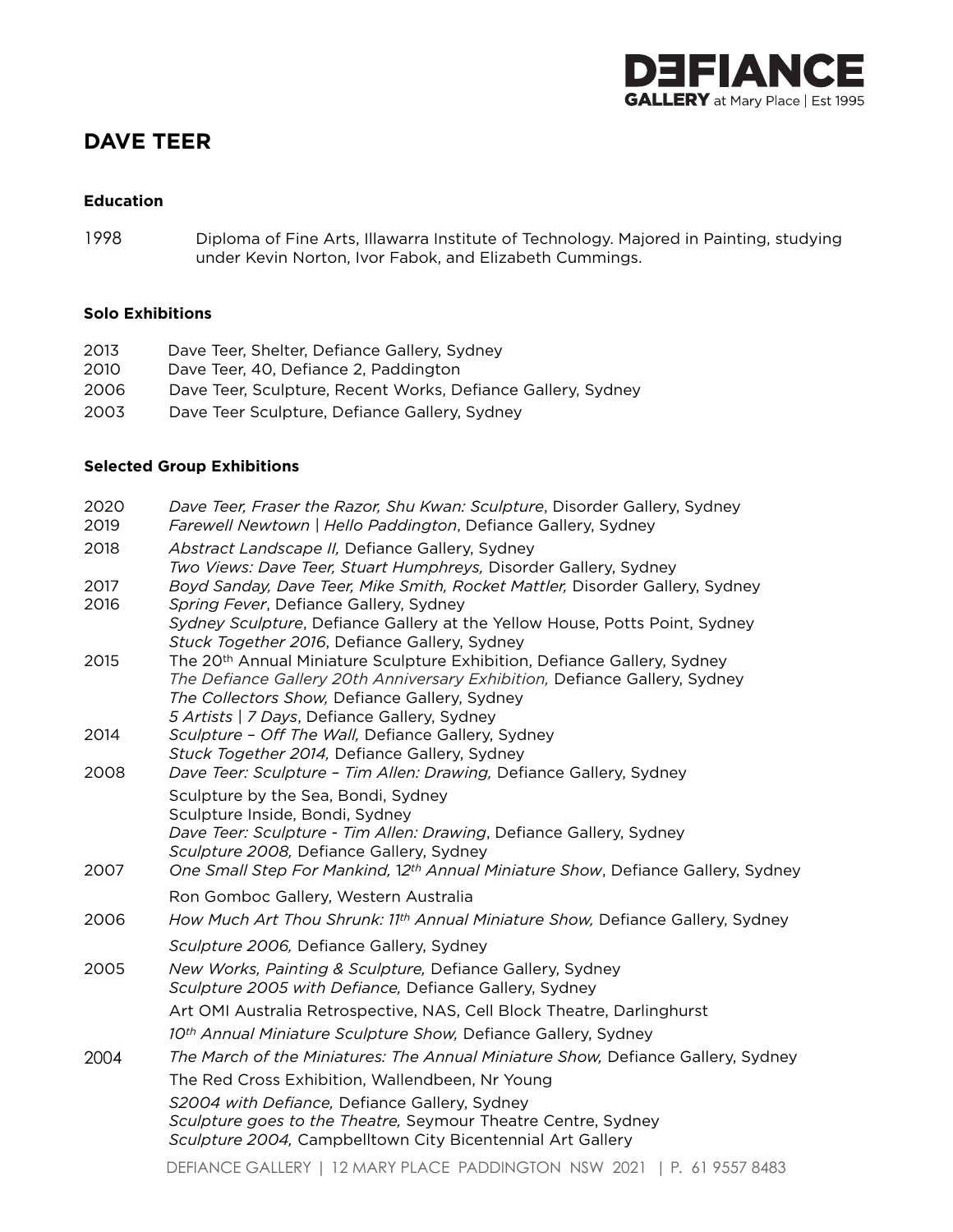# DAVE TEER

### Education

1998 Diploma of Fine Arts, Illawarra Institute of Technology. Majored in Painting, studying under Kevin Norton, Ivor Fabok, and Elizabeth Cummings.

### Solo Exhibitions

2013 Dave Teer, Shelter, Defiance Gallery, Sydney
2010 Dave Teer, 40, Defiance 2, Paddington
2006 Dave Teer, Sculpture, Recent Works, Defiance Gallery, Sydney
2003 Dave Teer Sculpture, Defiance Gallery, Sydney

### Selected Group Exhibitions

2020 *Dave Teer, Fraser the Razor, Shu Kwan: Sculpture*, Disorder Gallery, Sydney
2019 *Farewell Newtown | Hello Paddington*, Defiance Gallery, Sydney
2018 *Abstract Landscape II,* Defiance Gallery, Sydney
*Two Views: Dave Teer, Stuart Humphreys,* Disorder Gallery, Sydney
2017 *Boyd Sanday, Dave Teer, Mike Smith, Rocket Mattler,* Disorder Gallery, Sydney
2016 *Spring Fever*, Defiance Gallery, Sydney
*Sydney Sculpture*, Defiance Gallery at the Yellow House, Potts Point, Sydney
*Stuck Together 2016,* Defiance Gallery, Sydney
2015 The 20th Annual Miniature Sculpture Exhibition, Defiance Gallery, Sydney
*The Defiance Gallery 20th Anniversary Exhibition,* Defiance Gallery, Sydney
*The Collectors Show,* Defiance Gallery, Sydney
*5 Artists | 7 Days*, Defiance Gallery, Sydney
2014 *Sculpture – Off The Wall,* Defiance Gallery, Sydney
*Stuck Together 2014,* Defiance Gallery, Sydney
2008 *Dave Teer: Sculpture – Tim Allen: Drawing,* Defiance Gallery, Sydney
Sculpture by the Sea, Bondi, Sydney
Sculpture Inside, Bondi, Sydney
*Dave Teer: Sculpture - Tim Allen: Drawing*, Defiance Gallery, Sydney
*Sculpture 2008,* Defiance Gallery, Sydney
2007 *One Small Step For Mankind, 12th Annual Miniature Show*, Defiance Gallery, Sydney
Ron Gomboc Gallery, Western Australia
2006 *How Much Art Thou Shrunk: 11th Annual Miniature Show,* Defiance Gallery, Sydney
*Sculpture 2006,* Defiance Gallery, Sydney
2005 *New Works, Painting & Sculpture,* Defiance Gallery, Sydney
*Sculpture 2005 with Defiance,* Defiance Gallery, Sydney
Art OMI Australia Retrospective, NAS, Cell Block Theatre, Darlinghurst
*10th Annual Miniature Sculpture Show,* Defiance Gallery, Sydney
2004 *The March of the Miniatures: The Annual Miniature Show,* Defiance Gallery, Sydney
The Red Cross Exhibition, Wallendbeen, Nr Young
*S2004 with Defiance,* Defiance Gallery, Sydney
*Sculpture goes to the Theatre,* Seymour Theatre Centre, Sydney
*Sculpture 2004,* Campbelltown City Bicentennial Art Gallery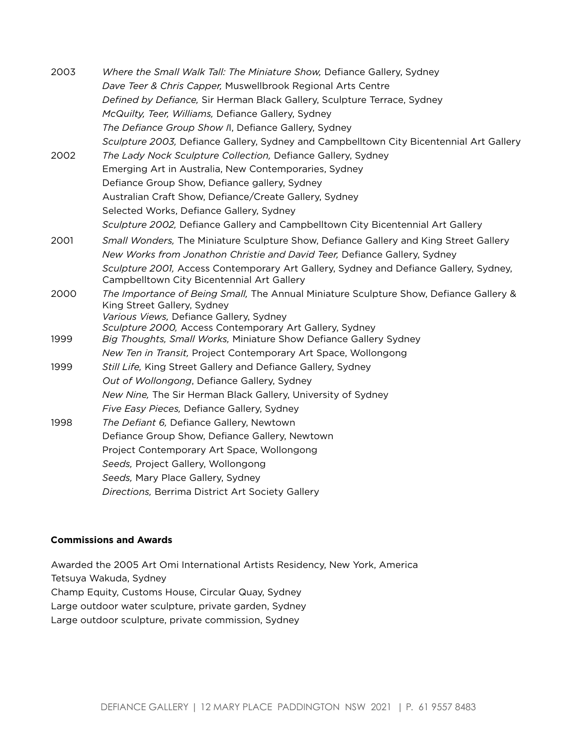2003 *Where the Small Walk Tall: The Miniature Show,* Defiance Gallery, Sydney
*Dave Teer & Chris Capper,* Muswellbrook Regional Arts Centre
*Defined by Defiance,* Sir Herman Black Gallery, Sculpture Terrace, Sydney
*McQuilty, Teer, Williams,* Defiance Gallery, Sydney
*The Defiance Group Show I*I, Defiance Gallery, Sydney
*Sculpture 2003,* Defiance Gallery, Sydney and Campbelltown City Bicentennial Art Gallery

2002 *The Lady Nock Sculpture Collection,* Defiance Gallery, Sydney
Emerging Art in Australia, New Contemporaries, Sydney
Defiance Group Show, Defiance gallery, Sydney
Australian Craft Show, Defiance/Create Gallery, Sydney
Selected Works, Defiance Gallery, Sydney
*Sculpture 2002,* Defiance Gallery and Campbelltown City Bicentennial Art Gallery

2001 *Small Wonders,* The Miniature Sculpture Show, Defiance Gallery and King Street Gallery
*New Works from Jonathon Christie and David Teer,* Defiance Gallery, Sydney
*Sculpture 2001,* Access Contemporary Art Gallery, Sydney and Defiance Gallery, Sydney, Campbelltown City Bicentennial Art Gallery

2000 *The Importance of Being Small,* The Annual Miniature Sculpture Show, Defiance Gallery & King Street Gallery, Sydney
*Various Views,* Defiance Gallery, Sydney
*Sculpture 2000,* Access Contemporary Art Gallery, Sydney

1999 *Big Thoughts, Small Works,* Miniature Show Defiance Gallery Sydney
*New Ten in Transit,* Project Contemporary Art Space, Wollongong

1999 *Still Life,* King Street Gallery and Defiance Gallery, Sydney
*Out of Wollongong*, Defiance Gallery, Sydney
*New Nine,* The Sir Herman Black Gallery, University of Sydney
*Five Easy Pieces,* Defiance Gallery, Sydney

1998 *The Defiant 6,* Defiance Gallery, Newtown
Defiance Group Show, Defiance Gallery, Newtown
Project Contemporary Art Space, Wollongong
*Seeds,* Project Gallery, Wollongong
*Seeds,* Mary Place Gallery, Sydney
*Directions,* Berrima District Art Society Gallery

**Commissions and Awards**

Awarded the 2005 Art Omi International Artists Residency, New York, America
Tetsuya Wakuda, Sydney
Champ Equity, Customs House, Circular Quay, Sydney
Large outdoor water sculpture, private garden, Sydney
Large outdoor sculpture, private commission, Sydney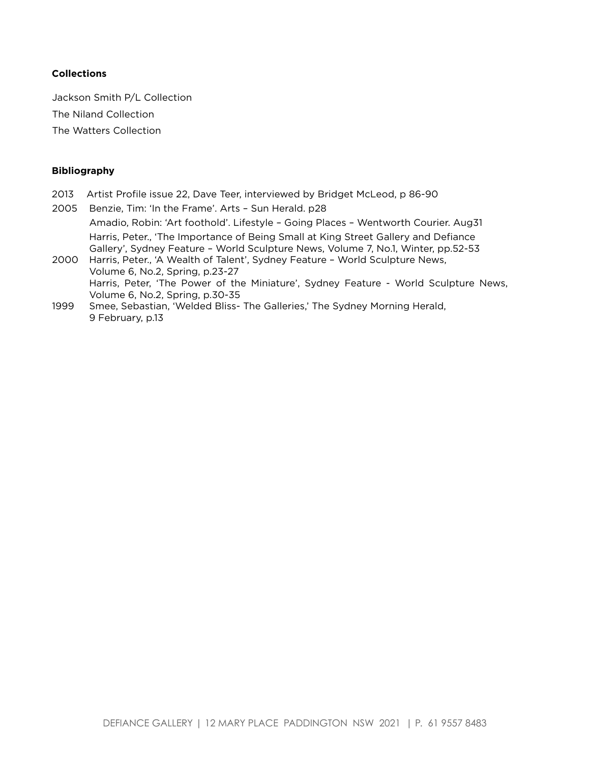**Collections**

Jackson Smith P/L Collection

The Niland Collection

The Watters Collection

**Bibliography**

2013 Artist Profile issue 22, Dave Teer, interviewed by Bridget McLeod, p 86-90

2005 Benzie, Tim: 'In the Frame'. Arts – Sun Herald. p28

Amadio, Robin: 'Art foothold'. Lifestyle – Going Places – Wentworth Courier. Aug31

Harris, Peter., 'The Importance of Being Small at King Street Gallery and Defiance Gallery', Sydney Feature – World Sculpture News, Volume 7, No.1, Winter, pp.52-53

2000 Harris, Peter., 'A Wealth of Talent', Sydney Feature – World Sculpture News, Volume 6, No.2, Spring, p.23-27

Harris, Peter, 'The Power of the Miniature', Sydney Feature - World Sculpture News, Volume 6, No.2, Spring, p.30-35

1999 Smee, Sebastian, 'Welded Bliss- The Galleries,' The Sydney Morning Herald, 9 February, p.13